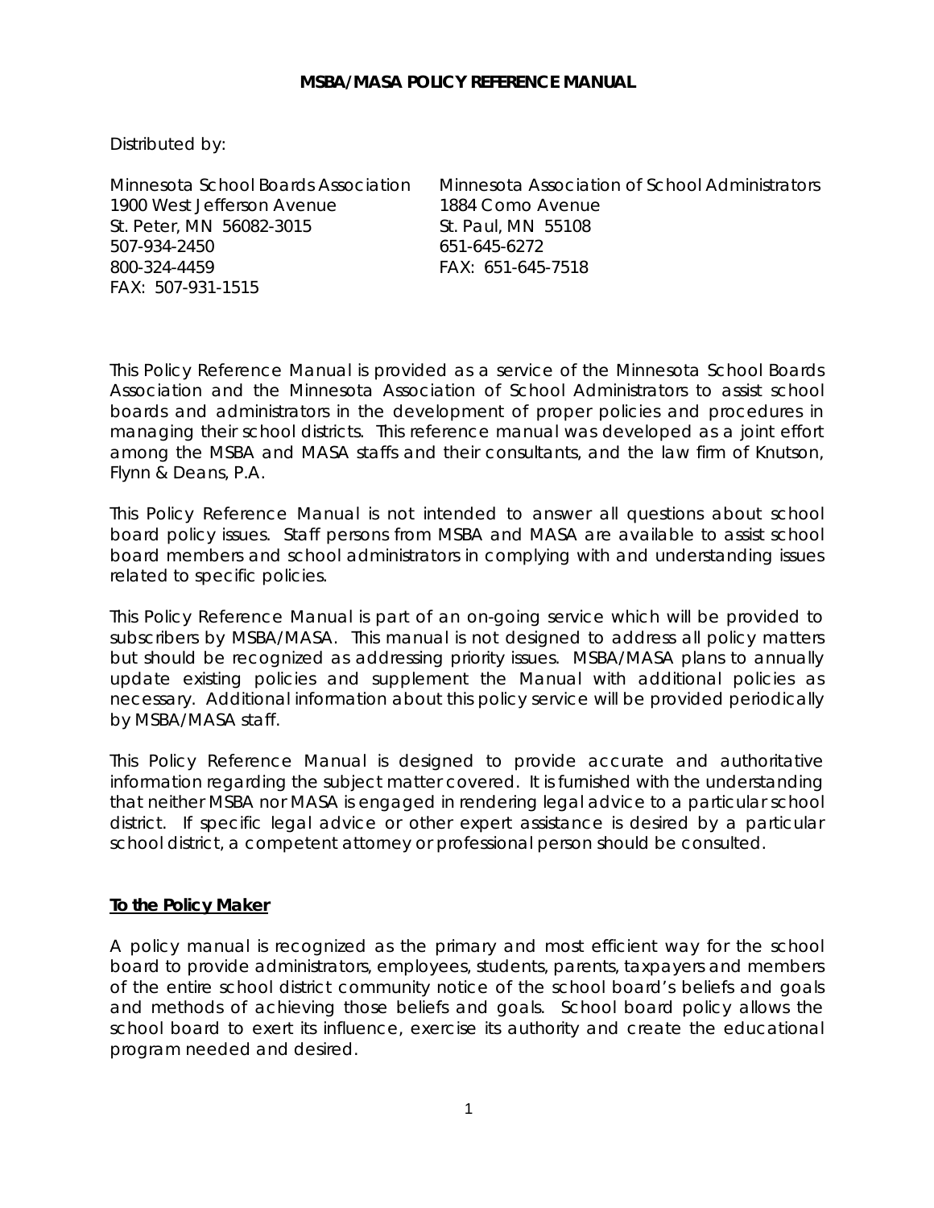# MSBA/MASA POLICY REFERENCE MANUAL

Distributed by:

Minnesota School Boards Association
1900 West Jefferson Avenue
St. Peter, MN 56082-3015
507-934-2450
800-324-4459
FAX: 507-931-1515

Minnesota Association of School Administrators
1884 Como Avenue
St. Paul, MN 55108
651-645-6272
FAX: 651-645-7518

This Policy Reference Manual is provided as a service of the Minnesota School Boards Association and the Minnesota Association of School Administrators to assist school boards and administrators in the development of proper policies and procedures in managing their school districts. This reference manual was developed as a joint effort among the MSBA and MASA staffs and their consultants, and the law firm of Knutson, Flynn & Deans, P.A.

This Policy Reference Manual is not intended to answer all questions about school board policy issues. Staff persons from MSBA and MASA are available to assist school board members and school administrators in complying with and understanding issues related to specific policies.

This Policy Reference Manual is part of an on-going service which will be provided to subscribers by MSBA/MASA. This manual is not designed to address all policy matters but should be recognized as addressing priority issues. MSBA/MASA plans to annually update existing policies and supplement the Manual with additional policies as necessary. Additional information about this policy service will be provided periodically by MSBA/MASA staff.

This Policy Reference Manual is designed to provide accurate and authoritative information regarding the subject matter covered. It is furnished with the understanding that neither MSBA nor MASA is engaged in rendering legal advice to a particular school district. If specific legal advice or other expert assistance is desired by a particular school district, a competent attorney or professional person should be consulted.

## To the Policy Maker

A policy manual is recognized as the primary and most efficient way for the school board to provide administrators, employees, students, parents, taxpayers and members of the entire school district community notice of the school board's beliefs and goals and methods of achieving those beliefs and goals. School board policy allows the school board to exert its influence, exercise its authority and create the educational program needed and desired.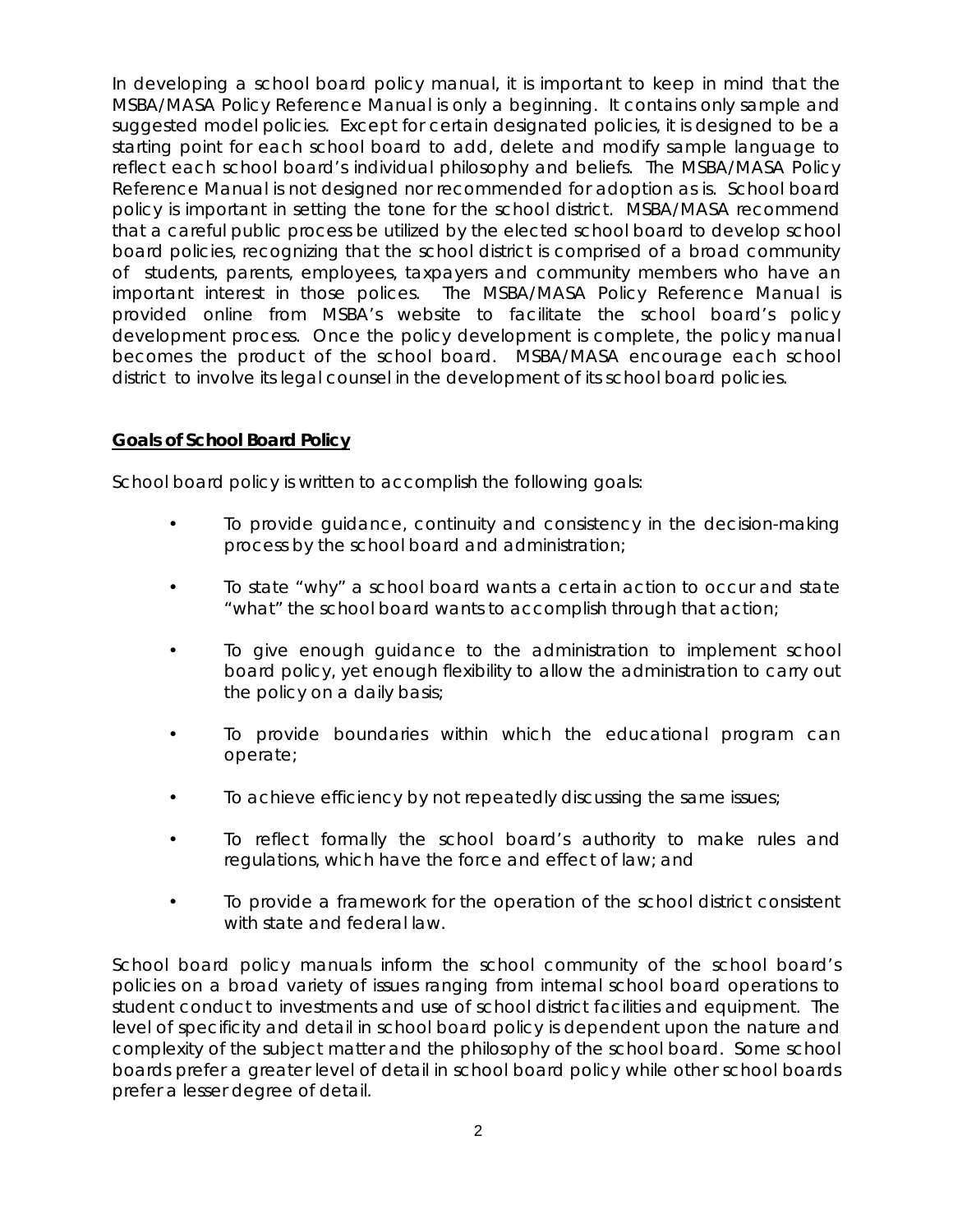In developing a school board policy manual, it is important to keep in mind that the MSBA/MASA Policy Reference Manual is only a beginning. It contains only sample and suggested model policies. Except for certain designated policies, it is designed to be a starting point for each school board to add, delete and modify sample language to reflect each school board's individual philosophy and beliefs. The MSBA/MASA Policy Reference Manual is not designed nor recommended for adoption as is. School board policy is important in setting the tone for the school district. MSBA/MASA recommend that a careful public process be utilized by the elected school board to develop school board policies, recognizing that the school district is comprised of a broad community of students, parents, employees, taxpayers and community members who have an important interest in those polices. The MSBA/MASA Policy Reference Manual is provided online from MSBA's website to facilitate the school board's policy development process. Once the policy development is complete, the policy manual becomes the product of the school board. MSBA/MASA encourage each school district to involve its legal counsel in the development of its school board policies.

**Goals of School Board Policy**

School board policy is written to accomplish the following goals:

- To provide guidance, continuity and consistency in the decision-making process by the school board and administration;
- To state "why" a school board wants a certain action to occur and state "what" the school board wants to accomplish through that action;
- To give enough guidance to the administration to implement school board policy, yet enough flexibility to allow the administration to carry out the policy on a daily basis;
- To provide boundaries within which the educational program can operate;
- To achieve efficiency by not repeatedly discussing the same issues;
- To reflect formally the school board's authority to make rules and regulations, which have the force and effect of law; and
- To provide a framework for the operation of the school district consistent with state and federal law.

School board policy manuals inform the school community of the school board's policies on a broad variety of issues ranging from internal school board operations to student conduct to investments and use of school district facilities and equipment. The level of specificity and detail in school board policy is dependent upon the nature and complexity of the subject matter and the philosophy of the school board. Some school boards prefer a greater level of detail in school board policy while other school boards prefer a lesser degree of detail.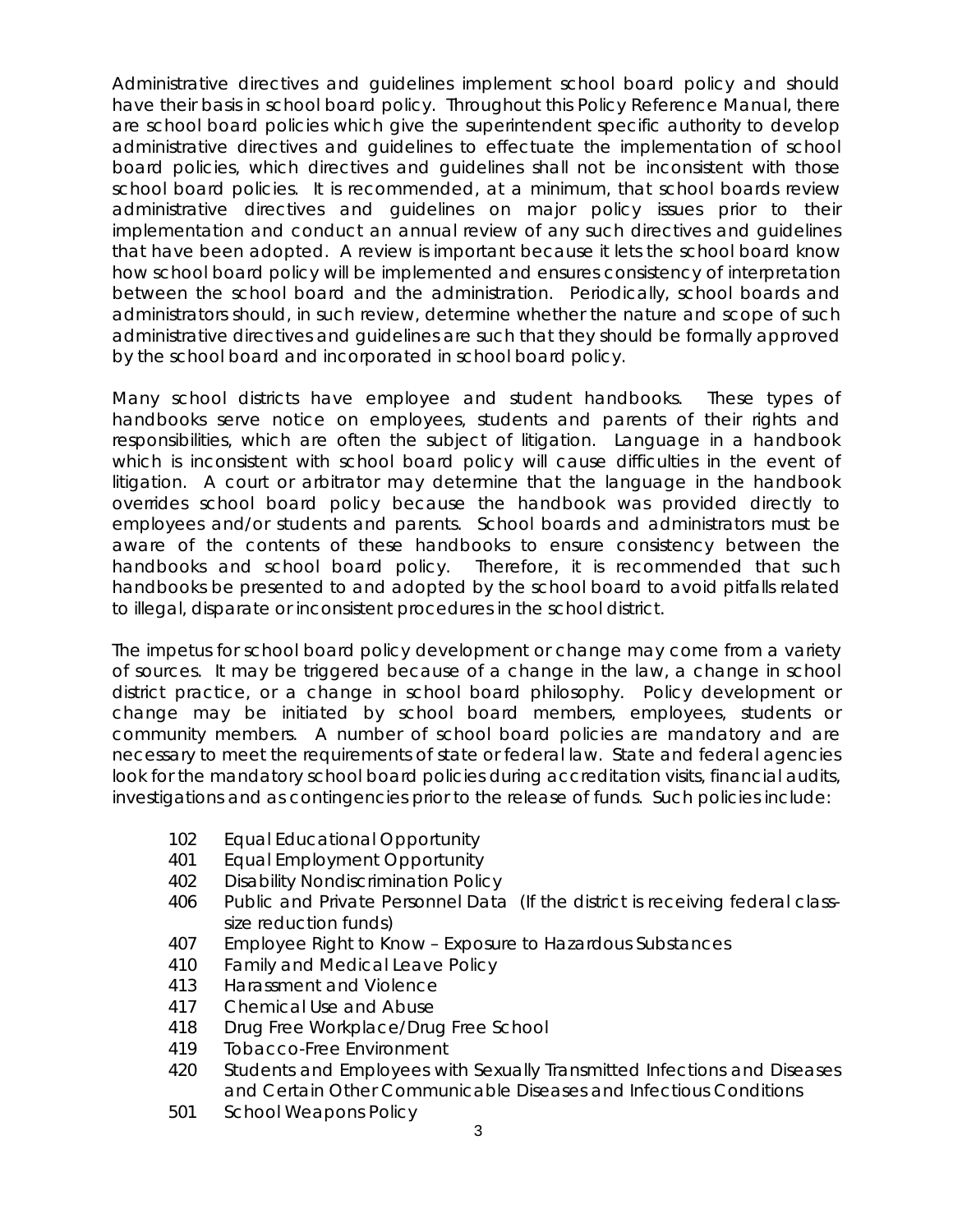Administrative directives and guidelines implement school board policy and should have their basis in school board policy. Throughout this Policy Reference Manual, there are school board policies which give the superintendent specific authority to develop administrative directives and guidelines to effectuate the implementation of school board policies, which directives and guidelines shall not be inconsistent with those school board policies. It is recommended, at a minimum, that school boards review administrative directives and guidelines on major policy issues prior to their implementation and conduct an annual review of any such directives and guidelines that have been adopted. A review is important because it lets the school board know how school board policy will be implemented and ensures consistency of interpretation between the school board and the administration. Periodically, school boards and administrators should, in such review, determine whether the nature and scope of such administrative directives and guidelines are such that they should be formally approved by the school board and incorporated in school board policy.

Many school districts have employee and student handbooks. These types of handbooks serve notice on employees, students and parents of their rights and responsibilities, which are often the subject of litigation. Language in a handbook which is inconsistent with school board policy will cause difficulties in the event of litigation. A court or arbitrator may determine that the language in the handbook overrides school board policy because the handbook was provided directly to employees and/or students and parents. School boards and administrators must be aware of the contents of these handbooks to ensure consistency between the handbooks and school board policy. Therefore, it is recommended that such handbooks be presented to and adopted by the school board to avoid pitfalls related to illegal, disparate or inconsistent procedures in the school district.

The impetus for school board policy development or change may come from a variety of sources. It may be triggered because of a change in the law, a change in school district practice, or a change in school board philosophy. Policy development or change may be initiated by school board members, employees, students or community members. A number of school board policies are mandatory and are necessary to meet the requirements of state or federal law. State and federal agencies look for the mandatory school board policies during accreditation visits, financial audits, investigations and as contingencies prior to the release of funds. Such policies include:

- 102 Equal Educational Opportunity
- 401 Equal Employment Opportunity
- 402 Disability Nondiscrimination Policy
- 406 Public and Private Personnel Data (If the district is receiving federal class-size reduction funds)
- 407 Employee Right to Know – Exposure to Hazardous Substances
- 410 Family and Medical Leave Policy
- 413 Harassment and Violence
- 417 Chemical Use and Abuse
- 418 Drug Free Workplace/Drug Free School
- 419 Tobacco-Free Environment
- 420 Students and Employees with Sexually Transmitted Infections and Diseases and Certain Other Communicable Diseases and Infectious Conditions
- 501 School Weapons Policy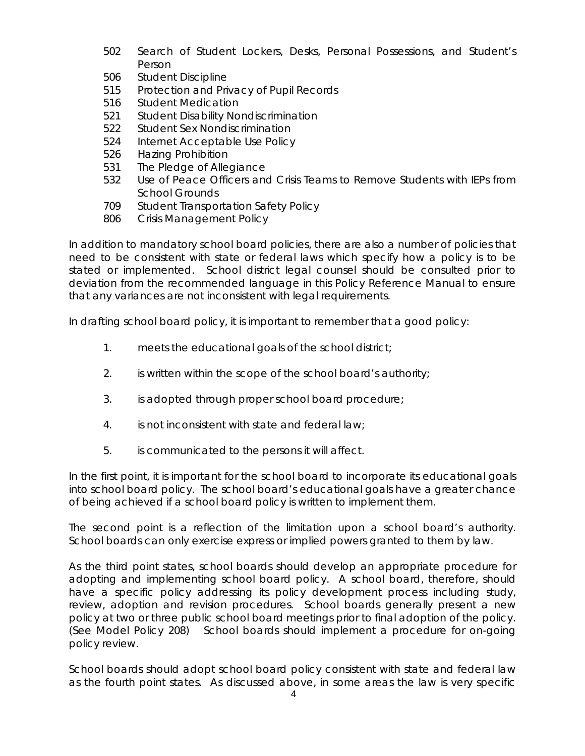- 502 Search of Student Lockers, Desks, Personal Possessions, and Student's Person
- 506 Student Discipline
- 515 Protection and Privacy of Pupil Records
- 516 Student Medication
- 521 Student Disability Nondiscrimination
- 522 Student Sex Nondiscrimination
- 524 Internet Acceptable Use Policy
- 526 Hazing Prohibition
- 531 The Pledge of Allegiance
- 532 Use of Peace Officers and Crisis Teams to Remove Students with IEPs from School Grounds
- 709 Student Transportation Safety Policy
- 806 Crisis Management Policy

In addition to mandatory school board policies, there are also a number of policies that need to be consistent with state or federal laws which specify how a policy is to be stated or implemented. School district legal counsel should be consulted prior to deviation from the recommended language in this Policy Reference Manual to ensure that any variances are not inconsistent with legal requirements.

In drafting school board policy, it is important to remember that a good policy:

1. meets the educational goals of the school district;
2. is written within the scope of the school board's authority;
3. is adopted through proper school board procedure;
4. is not inconsistent with state and federal law;
5. is communicated to the persons it will affect.

In the first point, it is important for the school board to incorporate its educational goals into school board policy. The school board's educational goals have a greater chance of being achieved if a school board policy is written to implement them.

The second point is a reflection of the limitation upon a school board's authority. School boards can only exercise express or implied powers granted to them by law.

As the third point states, school boards should develop an appropriate procedure for adopting and implementing school board policy. A school board, therefore, should have a specific policy addressing its policy development process including study, review, adoption and revision procedures. School boards generally present a new policy at two or three public school board meetings prior to final adoption of the policy. (See Model Policy 208) School boards should implement a procedure for on-going policy review.

School boards should adopt school board policy consistent with state and federal law as the fourth point states. As discussed above, in some areas the law is very specific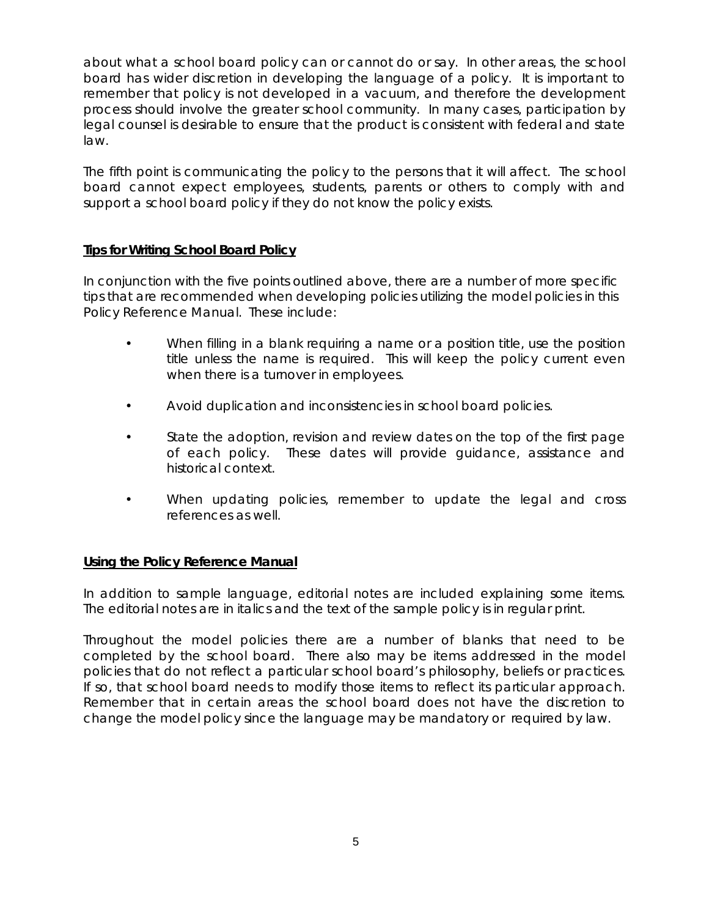about what a school board policy can or cannot do or say. In other areas, the school board has wider discretion in developing the language of a policy. It is important to remember that policy is not developed in a vacuum, and therefore the development process should involve the greater school community. In many cases, participation by legal counsel is desirable to ensure that the product is consistent with federal and state law.

The fifth point is communicating the policy to the persons that it will affect. The school board cannot expect employees, students, parents or others to comply with and support a school board policy if they do not know the policy exists.

## **Tips for Writing School Board Policy**

In conjunction with the five points outlined above, there are a number of more specific tips that are recommended when developing policies utilizing the model policies in this Policy Reference Manual. These include:

- When filling in a blank requiring a name or a position title, use the position title unless the name is required. This will keep the policy current even when there is a turnover in employees.
- Avoid duplication and inconsistencies in school board policies.
- State the adoption, revision and review dates on the top of the first page of each policy. These dates will provide guidance, assistance and historical context.
- When updating policies, remember to update the legal and cross references as well.

## **Using the Policy Reference Manual**

In addition to sample language, editorial notes are included explaining some items. The editorial notes are in italics and the text of the sample policy is in regular print.

Throughout the model policies there are a number of blanks that need to be completed by the school board. There also may be items addressed in the model policies that do not reflect a particular school board's philosophy, beliefs or practices. If so, that school board needs to modify those items to reflect its particular approach. Remember that in certain areas the school board does not have the discretion to change the model policy since the language may be mandatory or required by law.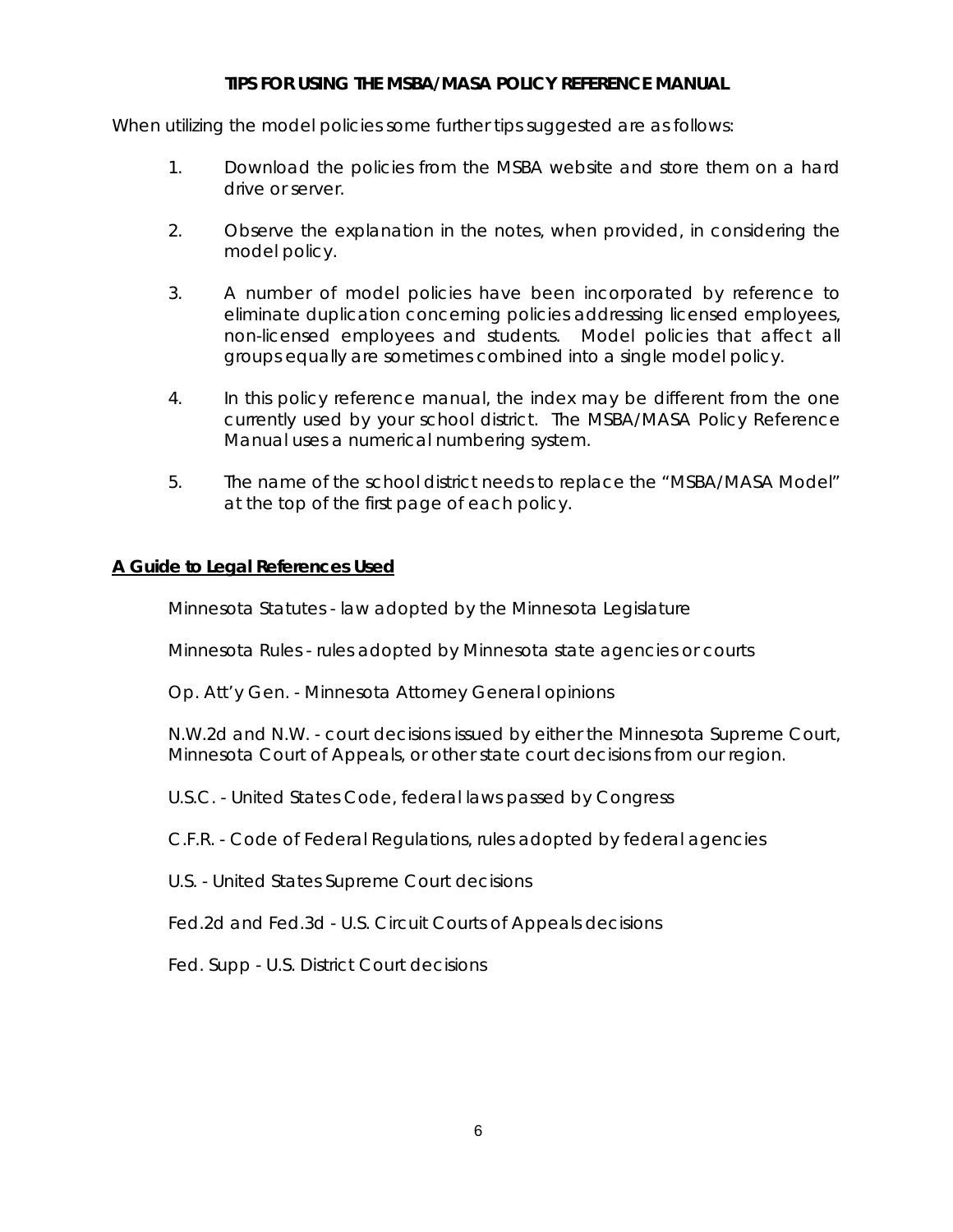**TIPS FOR USING THE MSBA/MASA POLICY REFERENCE MANUAL**

When utilizing the model policies some further tips suggested are as follows:

1. Download the policies from the MSBA website and store them on a hard drive or server.

2. Observe the explanation in the notes, when provided, in considering the model policy.

3. A number of model policies have been incorporated by reference to eliminate duplication concerning policies addressing licensed employees, non-licensed employees and students. Model policies that affect all groups equally are sometimes combined into a single model policy.

4. In this policy reference manual, the index may be different from the one currently used by your school district. The MSBA/MASA Policy Reference Manual uses a numerical numbering system.

5. The name of the school district needs to replace the "MSBA/MASA Model" at the top of the first page of each policy.

## A Guide to Legal References Used

Minnesota Statutes - law adopted by the Minnesota Legislature

Minnesota Rules - rules adopted by Minnesota state agencies or courts

Op. Att'y Gen. - Minnesota Attorney General opinions

N.W.2d and N.W. - court decisions issued by either the Minnesota Supreme Court, Minnesota Court of Appeals, or other state court decisions from our region.

U.S.C. - United States Code, federal laws passed by Congress

C.F.R. - Code of Federal Regulations, rules adopted by federal agencies

U.S. - United States Supreme Court decisions

Fed.2d and Fed.3d - U.S. Circuit Courts of Appeals decisions

Fed. Supp - U.S. District Court decisions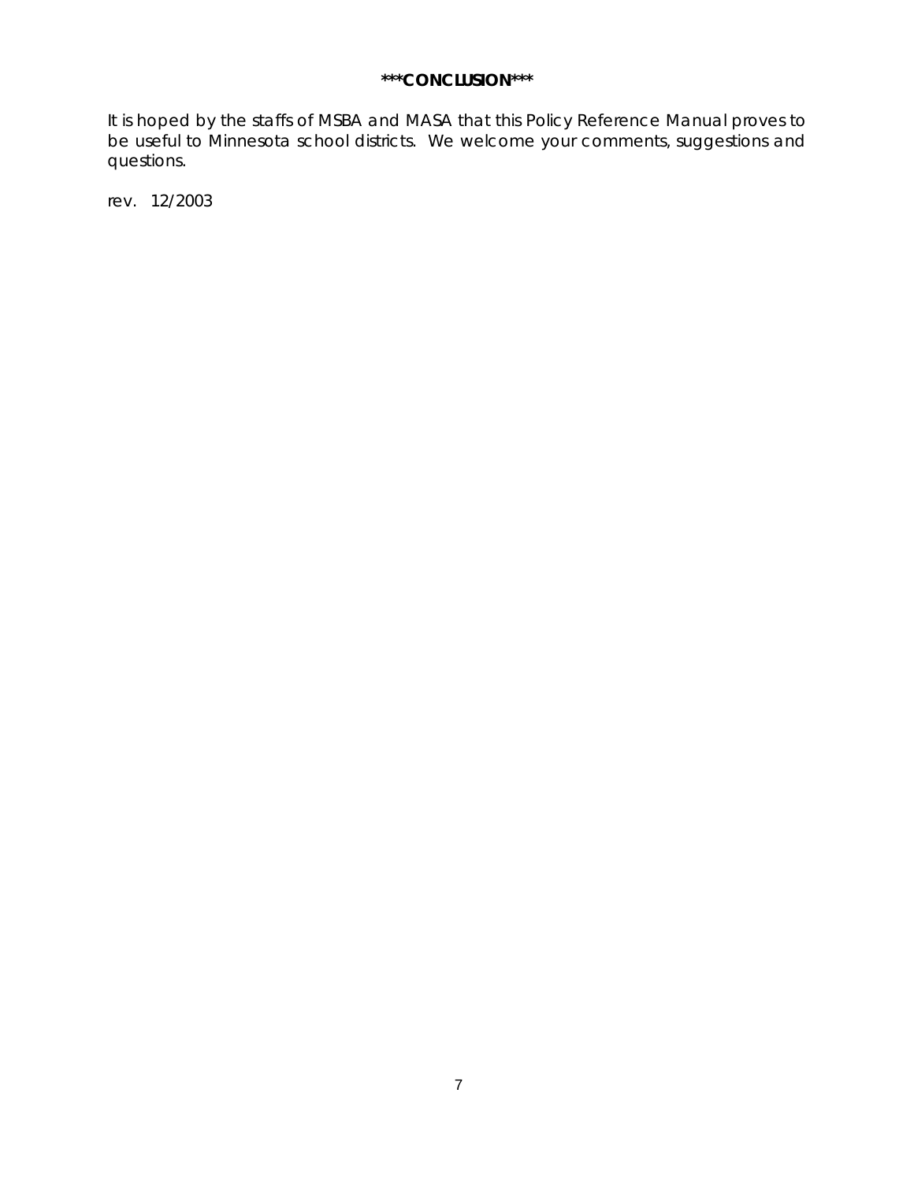**\*\*\*CONCLUSION\*\*\***

It is hoped by the staffs of MSBA and MASA that this Policy Reference Manual proves to be useful to Minnesota school districts. We welcome your comments, suggestions and questions.

rev. 12/2003